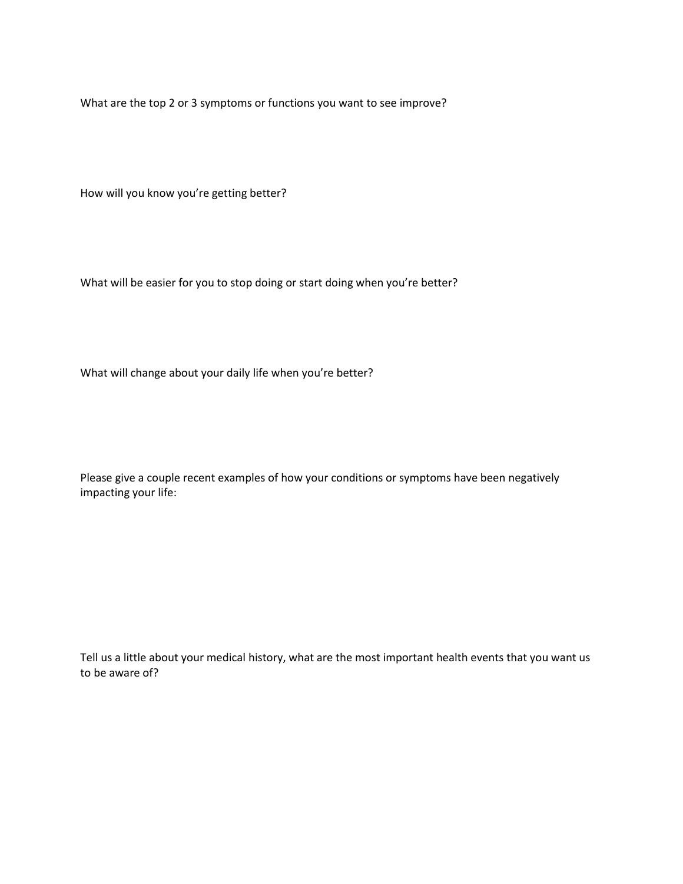What are the top 2 or 3 symptoms or functions you want to see improve?

How will you know you're getting better?

What will be easier for you to stop doing or start doing when you're better?

What will change about your daily life when you're better?

Please give a couple recent examples of how your conditions or symptoms have been negatively impacting your life:

Tell us a little about your medical history, what are the most important health events that you want us to be aware of?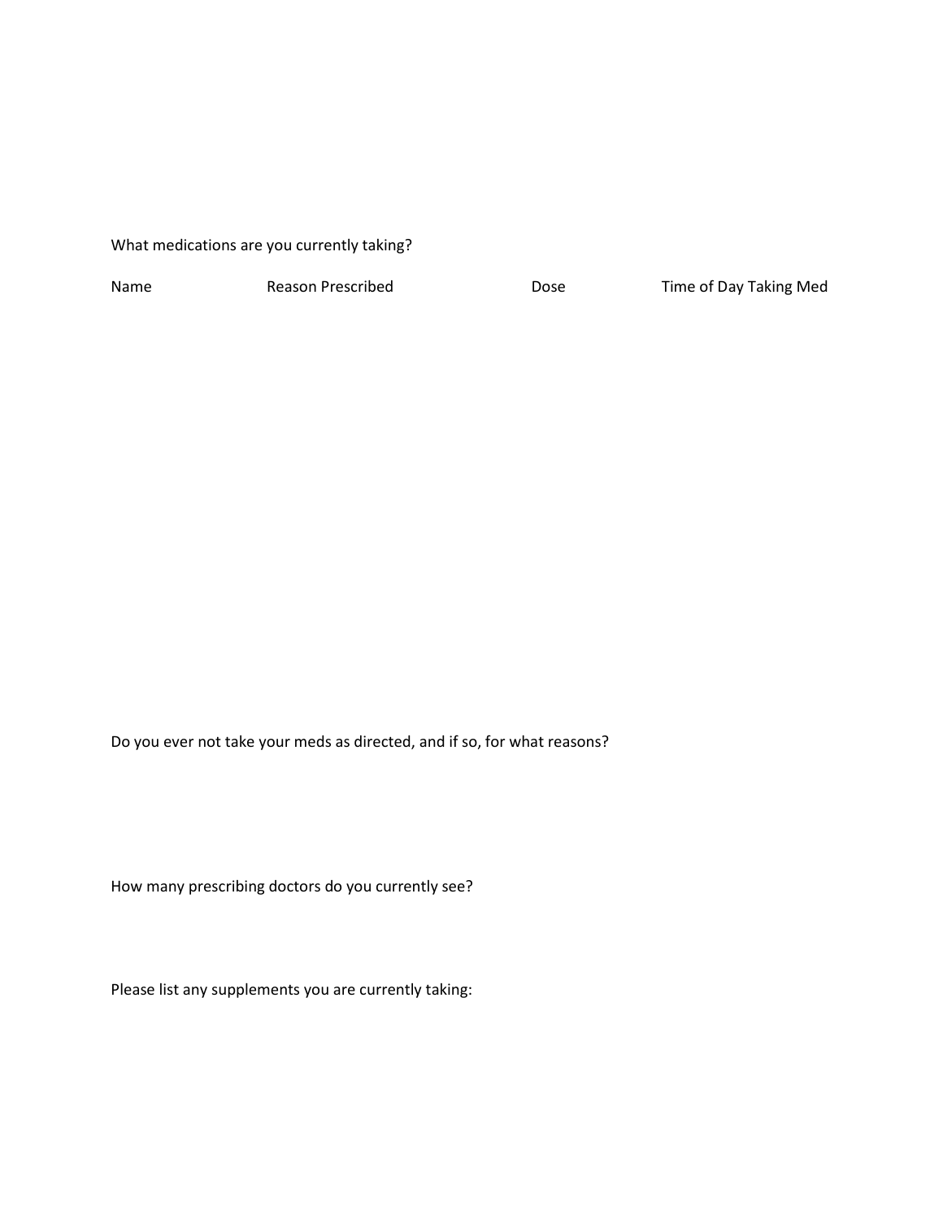What medications are you currently taking?

| Name | Reason Prescribed | Dose | Time of Day Taking Med |
| --- | --- | --- | --- |

Do you ever not take your meds as directed, and if so, for what reasons?

How many prescribing doctors do you currently see?

Please list any supplements you are currently taking: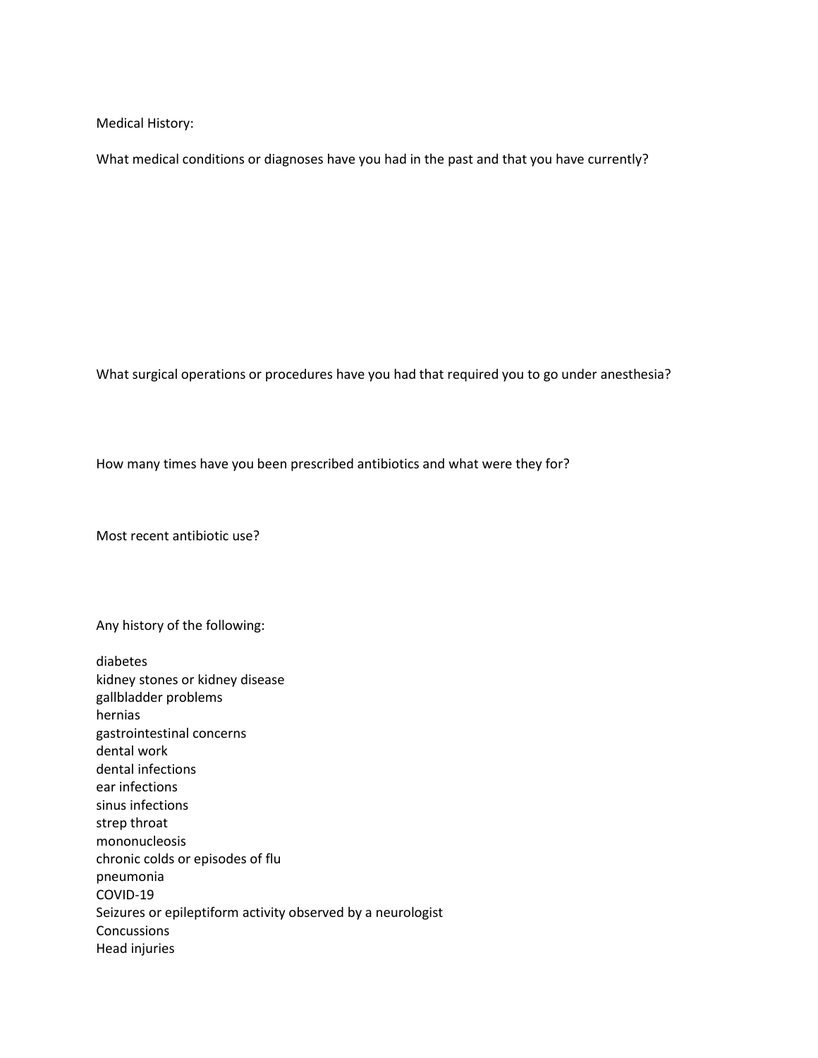Medical History:

What medical conditions or diagnoses have you had in the past and that you have currently?

What surgical operations or procedures have you had that required you to go under anesthesia?

How many times have you been prescribed antibiotics and what were they for?

Most recent antibiotic use?

Any history of the following:

diabetes
kidney stones or kidney disease
gallbladder problems
hernias
gastrointestinal concerns
dental work
dental infections
ear infections
sinus infections
strep throat
mononucleosis
chronic colds or episodes of flu
pneumonia
COVID-19
Seizures or epileptiform activity observed by a neurologist
Concussions
Head injuries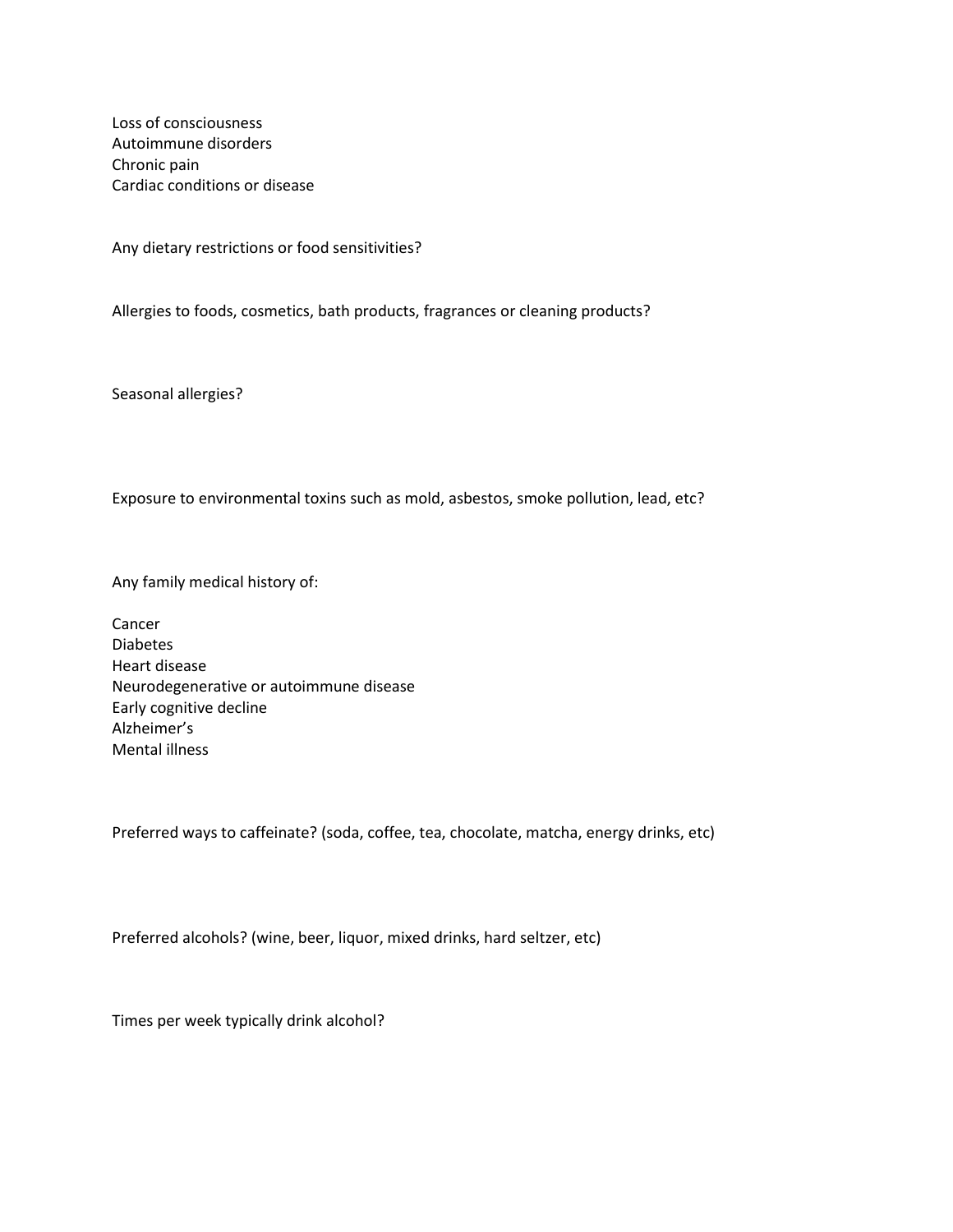Loss of consciousness
Autoimmune disorders
Chronic pain
Cardiac conditions or disease

Any dietary restrictions or food sensitivities?

Allergies to foods, cosmetics, bath products, fragrances or cleaning products?

Seasonal allergies?

Exposure to environmental toxins such as mold, asbestos, smoke pollution, lead, etc?

Any family medical history of:

Cancer
Diabetes
Heart disease
Neurodegenerative or autoimmune disease
Early cognitive decline
Alzheimer's
Mental illness

Preferred ways to caffeinate? (soda, coffee, tea, chocolate, matcha, energy drinks, etc)

Preferred alcohols? (wine, beer, liquor, mixed drinks, hard seltzer, etc)

Times per week typically drink alcohol?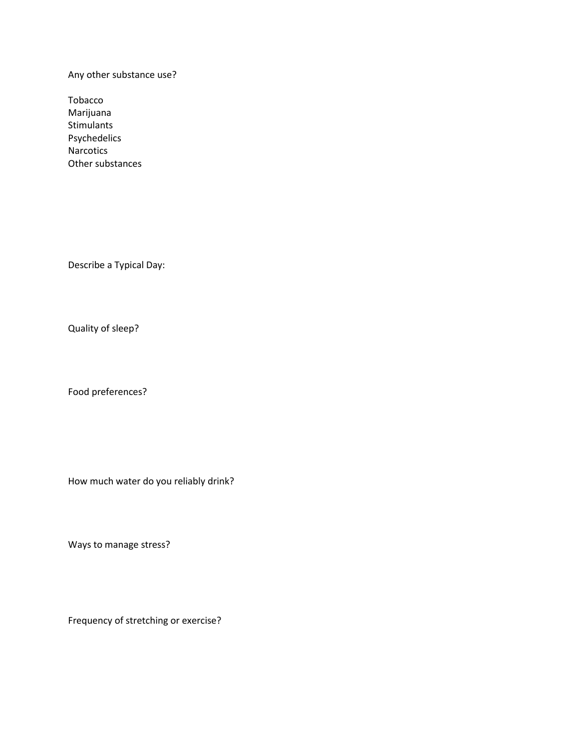Any other substance use?

Tobacco
Marijuana
Stimulants
Psychedelics
Narcotics
Other substances

Describe a Typical Day:

Quality of sleep?

Food preferences?

How much water do you reliably drink?

Ways to manage stress?

Frequency of stretching or exercise?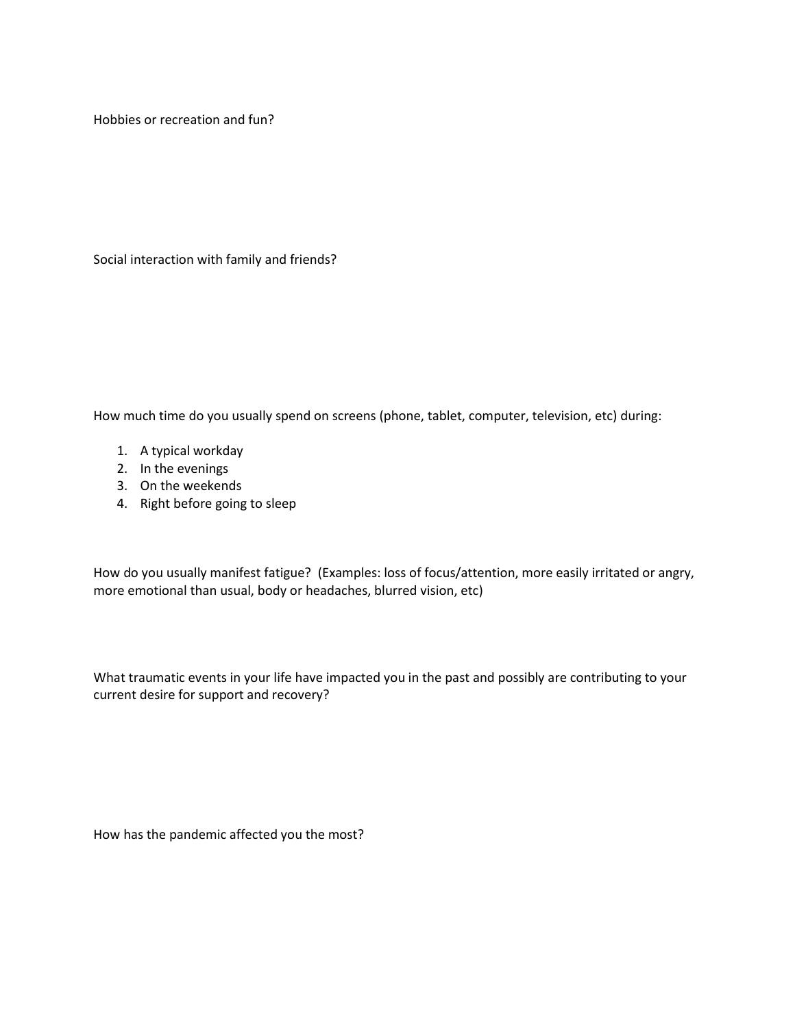Hobbies or recreation and fun?

Social interaction with family and friends?

How much time do you usually spend on screens (phone, tablet, computer, television, etc) during:

1. A typical workday
2. In the evenings
3. On the weekends
4. Right before going to sleep

How do you usually manifest fatigue? (Examples: loss of focus/attention, more easily irritated or angry, more emotional than usual, body or headaches, blurred vision, etc)

What traumatic events in your life have impacted you in the past and possibly are contributing to your current desire for support and recovery?

How has the pandemic affected you the most?